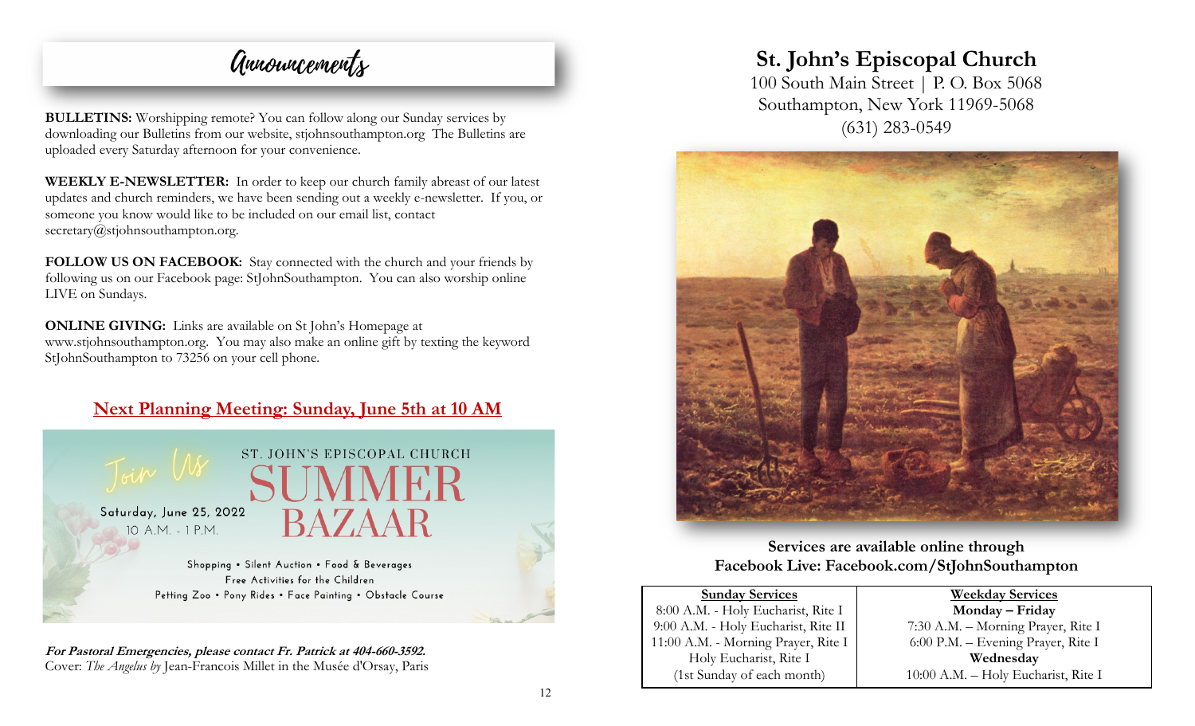# Announcements

**BULLETINS:** Worshipping remote? You can follow along our Sunday services by downloading our Bulletins from our website, stjohnsouthampton.org The Bulletins are uploaded every Saturday afternoon for your convenience.

**WEEKLY E-NEWSLETTER:** In order to keep our church family abreast of our latest updates and church reminders, we have been sending out a weekly e-newsletter. If you, or someone you know would like to be included on our email list, contact secretary@stjohnsouthampton.org.

**FOLLOW US ON FACEBOOK:** Stay connected with the church and your friends by following us on our Facebook page: StJohnSouthampton. You can also worship online LIVE on Sundays.

**ONLINE GIVING:** Links are available on St John's Homepage at www.stjohnsouthampton.org. You may also make an online gift by texting the keyword StJohnSouthampton to 73256 on your cell phone.

## Next Planning Meeting: Sunday, June 5th at 10 AM

Join Us

ST. JOHN'S EPISCOPAL CHURCH

SUMMER BAZAAR

Saturday, June 25, 2022
10 A.M. - 1 P.M.

Shopping • Silent Auction • Food & Beverages
Free Activities for the Children
Petting Zoo • Pony Rides • Face Painting • Obstacle Course

***For Pastoral Emergencies, please contact Fr. Patrick at 404-660-3592.***

Cover: *The Angelus by* Jean-Francois Millet in the Musée d'Orsay, Paris

# St. John's Episcopal Church

100 South Main Street | P. O. Box 5068
Southampton, New York 11969-5068
(631) 283-0549

**Services are available online through Facebook Live: Facebook.com/StJohnSouthampton**

| Sunday Services | Weekday Services |
| --- | --- |
| 8:00 A.M. - Holy Eucharist, Rite I | **Monday – Friday** |
| 9:00 A.M. - Holy Eucharist, Rite II | 7:30 A.M. – Morning Prayer, Rite I |
| 11:00 A.M. - Morning Prayer, Rite I | 6:00 P.M. – Evening Prayer, Rite I |
| Holy Eucharist, Rite I | **Wednesday** |
| (1st Sunday of each month) | 10:00 A.M. – Holy Eucharist, Rite I |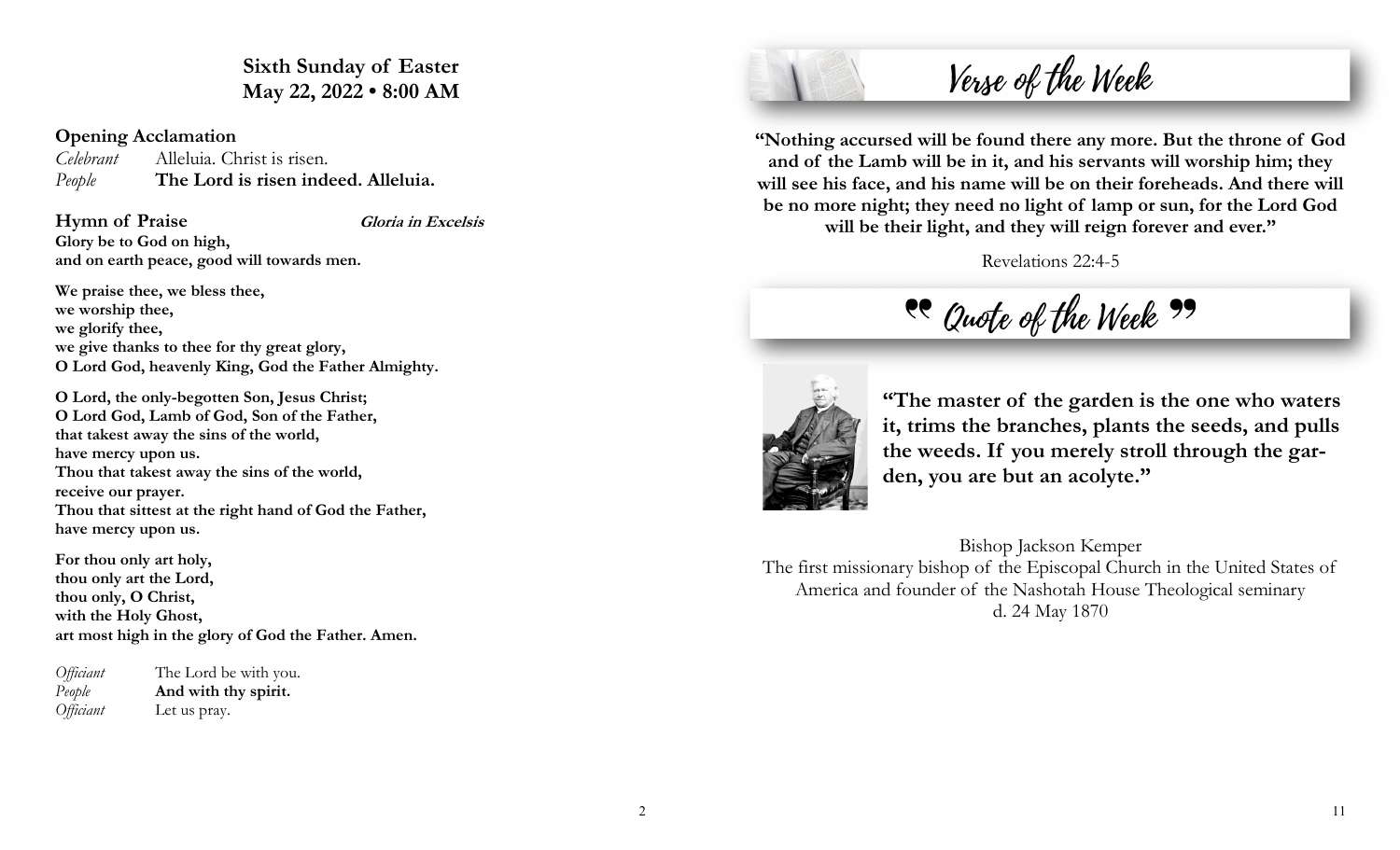## Sixth Sunday of Easter
## May 22, 2022 • 8:00 AM

**Opening Acclamation**

*Celebrant* Alleluia. Christ is risen.
*People* **The Lord is risen indeed. Alleluia.**

**Hymn of Praise** ***Gloria in Excelsis***

**Glory be to God on high,**
**and on earth peace, good will towards men.**

**We praise thee, we bless thee,**
**we worship thee,**
**we glorify thee,**
**we give thanks to thee for thy great glory,**
**O Lord God, heavenly King, God the Father Almighty.**

**O Lord, the only-begotten Son, Jesus Christ;**
**O Lord God, Lamb of God, Son of the Father,**
**that takest away the sins of the world,**
**have mercy upon us.**
**Thou that takest away the sins of the world,**
**receive our prayer.**
**Thou that sittest at the right hand of God the Father,**
**have mercy upon us.**

**For thou only art holy,**
**thou only art the Lord,**
**thou only, O Christ,**
**with the Holy Ghost,**
**art most high in the glory of God the Father. Amen.**

*Officiant* The Lord be with you.
*People* **And with thy spirit.**
*Officiant* Let us pray.

## Verse of the Week

**"Nothing accursed will be found there any more. But the throne of God and of the Lamb will be in it, and his servants will worship him; they will see his face, and his name will be on their foreheads. And there will be no more night; they need no light of lamp or sun, for the Lord God will be their light, and they will reign forever and ever."**

Revelations 22:4-5

## " Quote of the Week "

**"The master of the garden is the one who waters it, trims the branches, plants the seeds, and pulls the weeds. If you merely stroll through the garden, you are but an acolyte."**

Bishop Jackson Kemper
The first missionary bishop of the Episcopal Church in the United States of America and founder of the Nashotah House Theological seminary
d. 24 May 1870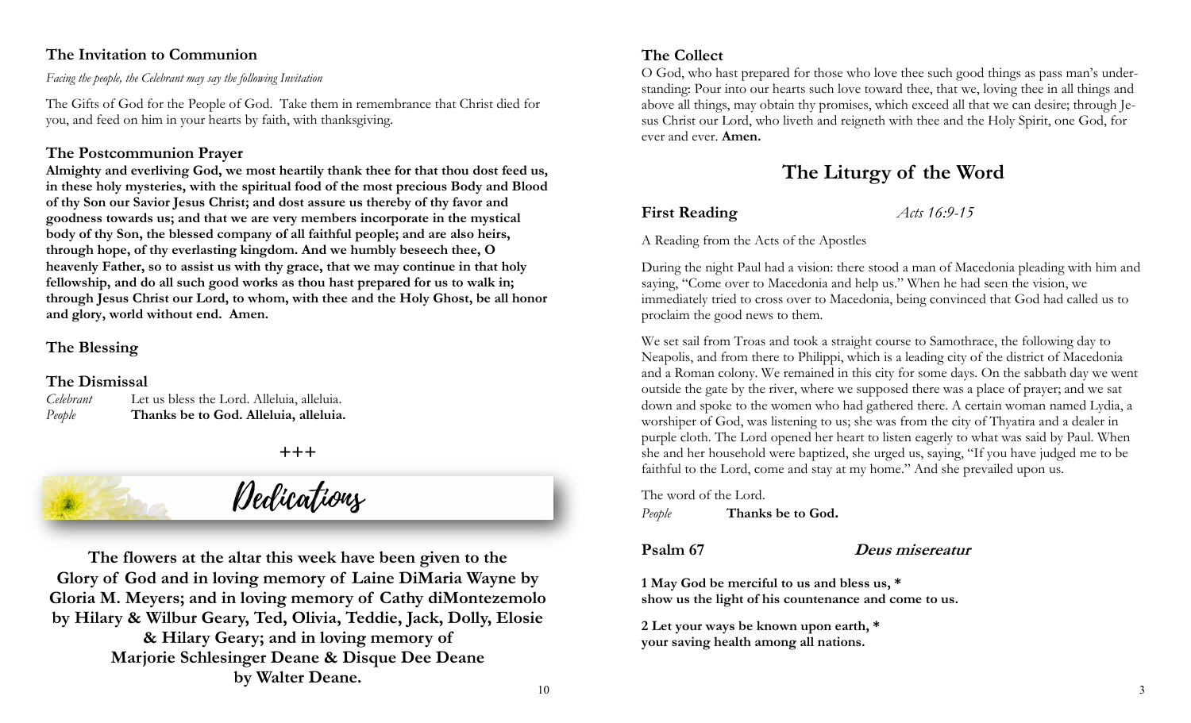### The Invitation to Communion

*Facing the people, the Celebrant may say the following Invitation*

The Gifts of God for the People of God. Take them in remembrance that Christ died for you, and feed on him in your hearts by faith, with thanksgiving.

### The Postcommunion Prayer

**Almighty and everliving God, we most heartily thank thee for that thou dost feed us, in these holy mysteries, with the spiritual food of the most precious Body and Blood of thy Son our Savior Jesus Christ; and dost assure us thereby of thy favor and goodness towards us; and that we are very members incorporate in the mystical body of thy Son, the blessed company of all faithful people; and are also heirs, through hope, of thy everlasting kingdom. And we humbly beseech thee, O heavenly Father, so to assist us with thy grace, that we may continue in that holy fellowship, and do all such good works as thou hast prepared for us to walk in; through Jesus Christ our Lord, to whom, with thee and the Holy Ghost, be all honor and glory, world without end. Amen.**

### The Blessing

### The Dismissal

*Celebrant* Let us bless the Lord. Alleluia, alleluia.
*People* **Thanks be to God. Alleluia, alleluia.**

+++

## Dedications

**The flowers at the altar this week have been given to the Glory of God and in loving memory of Laine DiMaria Wayne by Gloria M. Meyers; and in loving memory of Cathy diMontezemolo by Hilary & Wilbur Geary, Ted, Olivia, Teddie, Jack, Dolly, Elosie & Hilary Geary; and in loving memory of Marjorie Schlesinger Deane & Disque Dee Deane by Walter Deane.**

### The Collect

O God, who hast prepared for those who love thee such good things as pass man's understanding: Pour into our hearts such love toward thee, that we, loving thee in all things and above all things, may obtain thy promises, which exceed all that we can desire; through Jesus Christ our Lord, who liveth and reigneth with thee and the Holy Spirit, one God, for ever and ever. **Amen.**

## The Liturgy of the Word

### First Reading *Acts 16:9-15*

A Reading from the Acts of the Apostles

During the night Paul had a vision: there stood a man of Macedonia pleading with him and saying, "Come over to Macedonia and help us." When he had seen the vision, we immediately tried to cross over to Macedonia, being convinced that God had called us to proclaim the good news to them.

We set sail from Troas and took a straight course to Samothrace, the following day to Neapolis, and from there to Philippi, which is a leading city of the district of Macedonia and a Roman colony. We remained in this city for some days. On the sabbath day we went outside the gate by the river, where we supposed there was a place of prayer; and we sat down and spoke to the women who had gathered there. A certain woman named Lydia, a worshiper of God, was listening to us; she was from the city of Thyatira and a dealer in purple cloth. The Lord opened her heart to listen eagerly to what was said by Paul. When she and her household were baptized, she urged us, saying, "If you have judged me to be faithful to the Lord, come and stay at my home." And she prevailed upon us.

The word of the Lord.
*People* **Thanks be to God.**

### Psalm 67 ***Deus misereatur***

**1 May God be merciful to us and bless us, \***
**show us the light of his countenance and come to us.**

**2 Let your ways be known upon earth, \***
**your saving health among all nations.**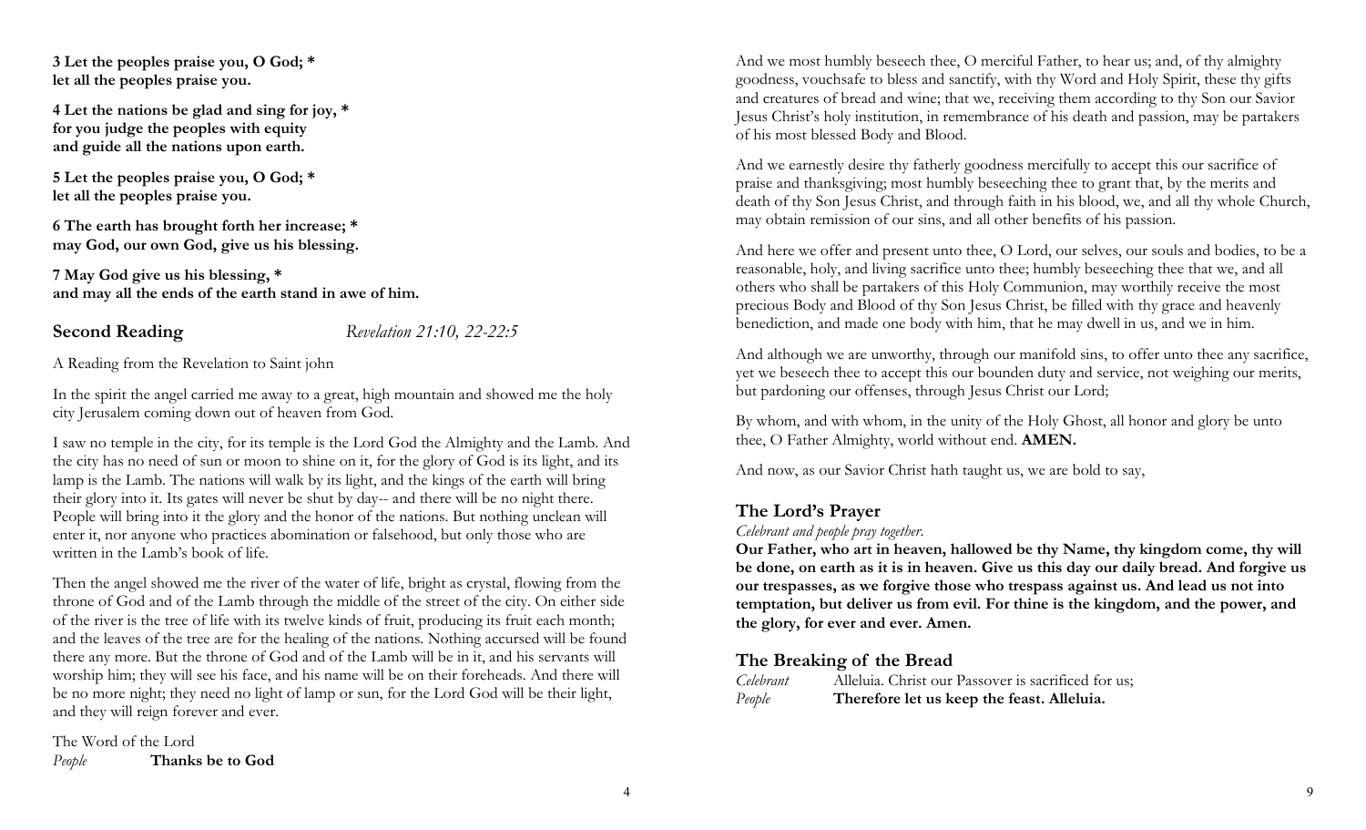**3 Let the peoples praise you, O God; ***
**let all the peoples praise you.**

**4 Let the nations be glad and sing for joy, ***
**for you judge the peoples with equity**
**and guide all the nations upon earth.**

**5 Let the peoples praise you, O God; ***
**let all the peoples praise you.**

**6 The earth has brought forth her increase; ***
**may God, our own God, give us his blessing.**

**7 May God give us his blessing, ***
**and may all the ends of the earth stand in awe of him.**

## Second Reading *Revelation 21:10, 22-22:5*

A Reading from the Revelation to Saint john

In the spirit the angel carried me away to a great, high mountain and showed me the holy city Jerusalem coming down out of heaven from God.

I saw no temple in the city, for its temple is the Lord God the Almighty and the Lamb. And the city has no need of sun or moon to shine on it, for the glory of God is its light, and its lamp is the Lamb. The nations will walk by its light, and the kings of the earth will bring their glory into it. Its gates will never be shut by day-- and there will be no night there. People will bring into it the glory and the honor of the nations. But nothing unclean will enter it, nor anyone who practices abomination or falsehood, but only those who are written in the Lamb's book of life.

Then the angel showed me the river of the water of life, bright as crystal, flowing from the throne of God and of the Lamb through the middle of the street of the city. On either side of the river is the tree of life with its twelve kinds of fruit, producing its fruit each month; and the leaves of the tree are for the healing of the nations. Nothing accursed will be found there any more. But the throne of God and of the Lamb will be in it, and his servants will worship him; they will see his face, and his name will be on their foreheads. And there will be no more night; they need no light of lamp or sun, for the Lord God will be their light, and they will reign forever and ever.

The Word of the Lord
*People* **Thanks be to God**

And we most humbly beseech thee, O merciful Father, to hear us; and, of thy almighty goodness, vouchsafe to bless and sanctify, with thy Word and Holy Spirit, these thy gifts and creatures of bread and wine; that we, receiving them according to thy Son our Savior Jesus Christ's holy institution, in remembrance of his death and passion, may be partakers of his most blessed Body and Blood.

And we earnestly desire thy fatherly goodness mercifully to accept this our sacrifice of praise and thanksgiving; most humbly beseeching thee to grant that, by the merits and death of thy Son Jesus Christ, and through faith in his blood, we, and all thy whole Church, may obtain remission of our sins, and all other benefits of his passion.

And here we offer and present unto thee, O Lord, our selves, our souls and bodies, to be a reasonable, holy, and living sacrifice unto thee; humbly beseeching thee that we, and all others who shall be partakers of this Holy Communion, may worthily receive the most precious Body and Blood of thy Son Jesus Christ, be filled with thy grace and heavenly benediction, and made one body with him, that he may dwell in us, and we in him.

And although we are unworthy, through our manifold sins, to offer unto thee any sacrifice, yet we beseech thee to accept this our bounden duty and service, not weighing our merits, but pardoning our offenses, through Jesus Christ our Lord;

By whom, and with whom, in the unity of the Holy Ghost, all honor and glory be unto thee, O Father Almighty, world without end. **AMEN.**

And now, as our Savior Christ hath taught us, we are bold to say,

## The Lord's Prayer

*Celebrant and people pray together.*

**Our Father, who art in heaven, hallowed be thy Name, thy kingdom come, thy will be done, on earth as it is in heaven. Give us this day our daily bread. And forgive us our trespasses, as we forgive those who trespass against us. And lead us not into temptation, but deliver us from evil. For thine is the kingdom, and the power, and the glory, for ever and ever. Amen.**

## The Breaking of the Bread

*Celebrant* Alleluia. Christ our Passover is sacrificed for us;
*People* **Therefore let us keep the feast. Alleluia.**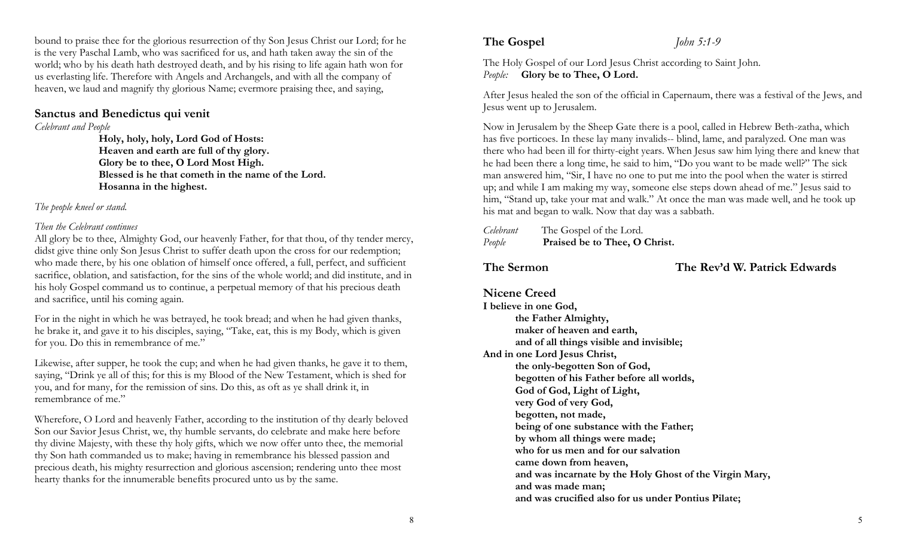bound to praise thee for the glorious resurrection of thy Son Jesus Christ our Lord; for he is the very Paschal Lamb, who was sacrificed for us, and hath taken away the sin of the world; who by his death hath destroyed death, and by his rising to life again hath won for us everlasting life. Therefore with Angels and Archangels, and with all the company of heaven, we laud and magnify thy glorious Name; evermore praising thee, and saying,

## Sanctus and Benedictus qui venit

*Celebrant and People*

**Holy, holy, holy, Lord God of Hosts:**
**Heaven and earth are full of thy glory.**
**Glory be to thee, O Lord Most High.**
**Blessed is he that cometh in the name of the Lord.**
**Hosanna in the highest.**

*The people kneel or stand.*

*Then the Celebrant continues*

All glory be to thee, Almighty God, our heavenly Father, for that thou, of thy tender mercy, didst give thine only Son Jesus Christ to suffer death upon the cross for our redemption; who made there, by his one oblation of himself once offered, a full, perfect, and sufficient sacrifice, oblation, and satisfaction, for the sins of the whole world; and did institute, and in his holy Gospel command us to continue, a perpetual memory of that his precious death and sacrifice, until his coming again.

For in the night in which he was betrayed, he took bread; and when he had given thanks, he brake it, and gave it to his disciples, saying, "Take, eat, this is my Body, which is given for you. Do this in remembrance of me."

Likewise, after supper, he took the cup; and when he had given thanks, he gave it to them, saying, "Drink ye all of this; for this is my Blood of the New Testament, which is shed for you, and for many, for the remission of sins. Do this, as oft as ye shall drink it, in remembrance of me."

Wherefore, O Lord and heavenly Father, according to the institution of thy dearly beloved Son our Savior Jesus Christ, we, thy humble servants, do celebrate and make here before thy divine Majesty, with these thy holy gifts, which we now offer unto thee, the memorial thy Son hath commanded us to make; having in remembrance his blessed passion and precious death, his mighty resurrection and glorious ascension; rendering unto thee most hearty thanks for the innumerable benefits procured unto us by the same.

## The Gospel *John 5:1-9*

The Holy Gospel of our Lord Jesus Christ according to Saint John.
*People:* **Glory be to Thee, O Lord.**

After Jesus healed the son of the official in Capernaum, there was a festival of the Jews, and Jesus went up to Jerusalem.

Now in Jerusalem by the Sheep Gate there is a pool, called in Hebrew Beth-zatha, which has five porticoes. In these lay many invalids-- blind, lame, and paralyzed. One man was there who had been ill for thirty-eight years. When Jesus saw him lying there and knew that he had been there a long time, he said to him, "Do you want to be made well?" The sick man answered him, "Sir, I have no one to put me into the pool when the water is stirred up; and while I am making my way, someone else steps down ahead of me." Jesus said to him, "Stand up, take your mat and walk." At once the man was made well, and he took up his mat and began to walk. Now that day was a sabbath.

*Celebrant* The Gospel of the Lord.
*People* **Praised be to Thee, O Christ.**

## The Sermon The Rev'd W. Patrick Edwards

## Nicene Creed

**I believe in one God,**
**the Father Almighty,**
**maker of heaven and earth,**
**and of all things visible and invisible;**
**And in one Lord Jesus Christ,**
**the only-begotten Son of God,**
**begotten of his Father before all worlds,**
**God of God, Light of Light,**
**very God of very God,**
**begotten, not made,**
**being of one substance with the Father;**
**by whom all things were made;**
**who for us men and for our salvation**
**came down from heaven,**
**and was incarnate by the Holy Ghost of the Virgin Mary,**
**and was made man;**
**and was crucified also for us under Pontius Pilate;**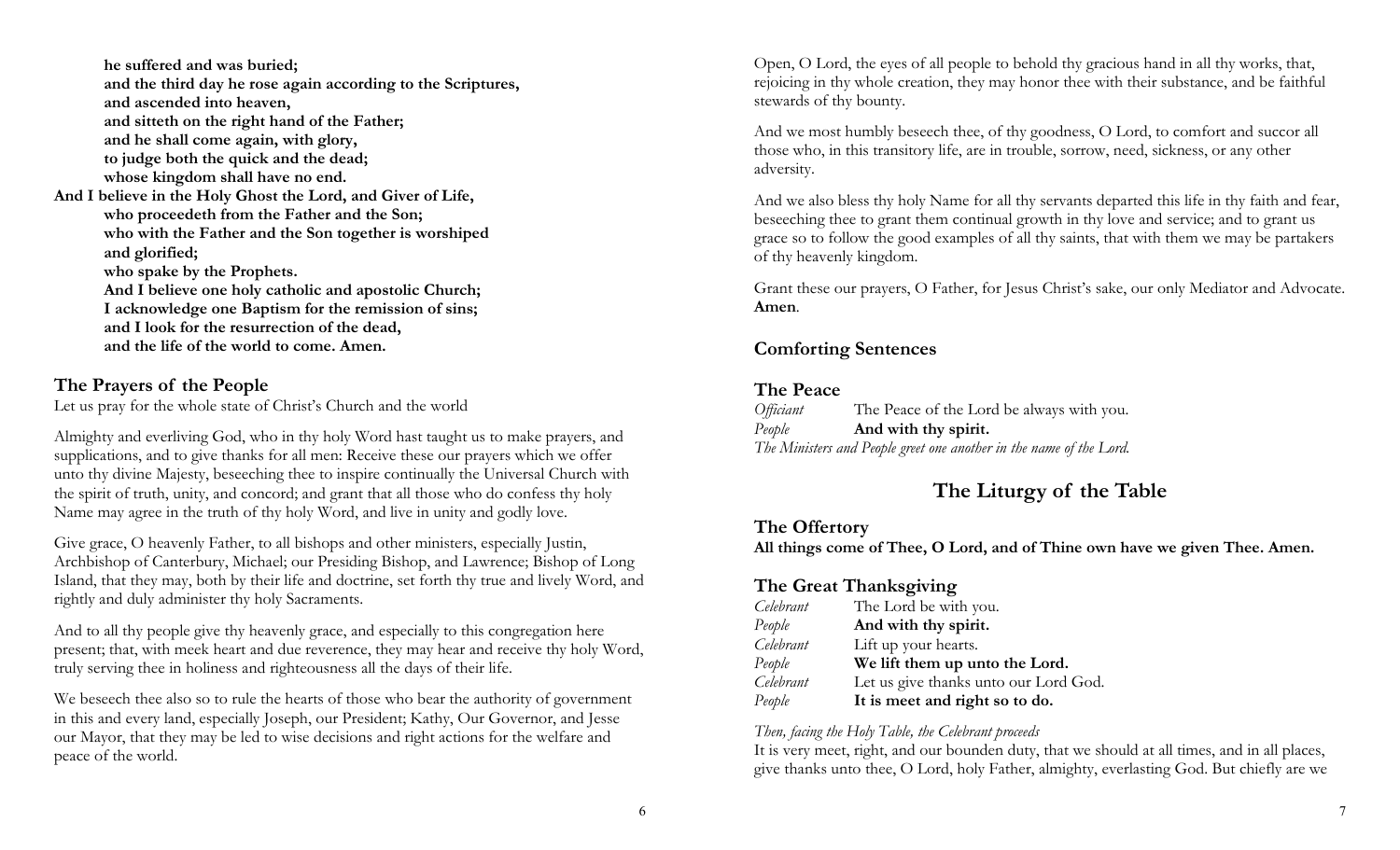**he suffered and was buried;**
**and the third day he rose again according to the Scriptures,**
**and ascended into heaven,**
**and sitteth on the right hand of the Father;**
**and he shall come again, with glory,**
**to judge both the quick and the dead;**
**whose kingdom shall have no end.**
**And I believe in the Holy Ghost the Lord, and Giver of Life,**
**who proceedeth from the Father and the Son;**
**who with the Father and the Son together is worshiped and glorified;**
**who spake by the Prophets.**
**And I believe one holy catholic and apostolic Church;**
**I acknowledge one Baptism for the remission of sins;**
**and I look for the resurrection of the dead,**
**and the life of the world to come. Amen.**

### The Prayers of the People

Let us pray for the whole state of Christ's Church and the world

Almighty and everliving God, who in thy holy Word hast taught us to make prayers, and supplications, and to give thanks for all men: Receive these our prayers which we offer unto thy divine Majesty, beseeching thee to inspire continually the Universal Church with the spirit of truth, unity, and concord; and grant that all those who do confess thy holy Name may agree in the truth of thy holy Word, and live in unity and godly love.

Give grace, O heavenly Father, to all bishops and other ministers, especially Justin, Archbishop of Canterbury, Michael; our Presiding Bishop, and Lawrence; Bishop of Long Island, that they may, both by their life and doctrine, set forth thy true and lively Word, and rightly and duly administer thy holy Sacraments.

And to all thy people give thy heavenly grace, and especially to this congregation here present; that, with meek heart and due reverence, they may hear and receive thy holy Word, truly serving thee in holiness and righteousness all the days of their life.

We beseech thee also so to rule the hearts of those who bear the authority of government in this and every land, especially Joseph, our President; Kathy, Our Governor, and Jesse our Mayor, that they may be led to wise decisions and right actions for the welfare and peace of the world.

Open, O Lord, the eyes of all people to behold thy gracious hand in all thy works, that, rejoicing in thy whole creation, they may honor thee with their substance, and be faithful stewards of thy bounty.

And we most humbly beseech thee, of thy goodness, O Lord, to comfort and succor all those who, in this transitory life, are in trouble, sorrow, need, sickness, or any other adversity.

And we also bless thy holy Name for all thy servants departed this life in thy faith and fear, beseeching thee to grant them continual growth in thy love and service; and to grant us grace so to follow the good examples of all thy saints, that with them we may be partakers of thy heavenly kingdom.

Grant these our prayers, O Father, for Jesus Christ's sake, our only Mediator and Advocate. **Amen**.

### Comforting Sentences

### The Peace

*Officiant* The Peace of the Lord be always with you.
*People* **And with thy spirit.**
*The Ministers and People greet one another in the name of the Lord.*

## The Liturgy of the Table

### The Offertory

**All things come of Thee, O Lord, and of Thine own have we given Thee. Amen.**

### The Great Thanksgiving

*Celebrant* The Lord be with you.
*People* **And with thy spirit.**
*Celebrant* Lift up your hearts.
*People* **We lift them up unto the Lord.**
*Celebrant* Let us give thanks unto our Lord God.
*People* **It is meet and right so to do.**

*Then, facing the Holy Table, the Celebrant proceeds*

It is very meet, right, and our bounden duty, that we should at all times, and in all places, give thanks unto thee, O Lord, holy Father, almighty, everlasting God. But chiefly are we